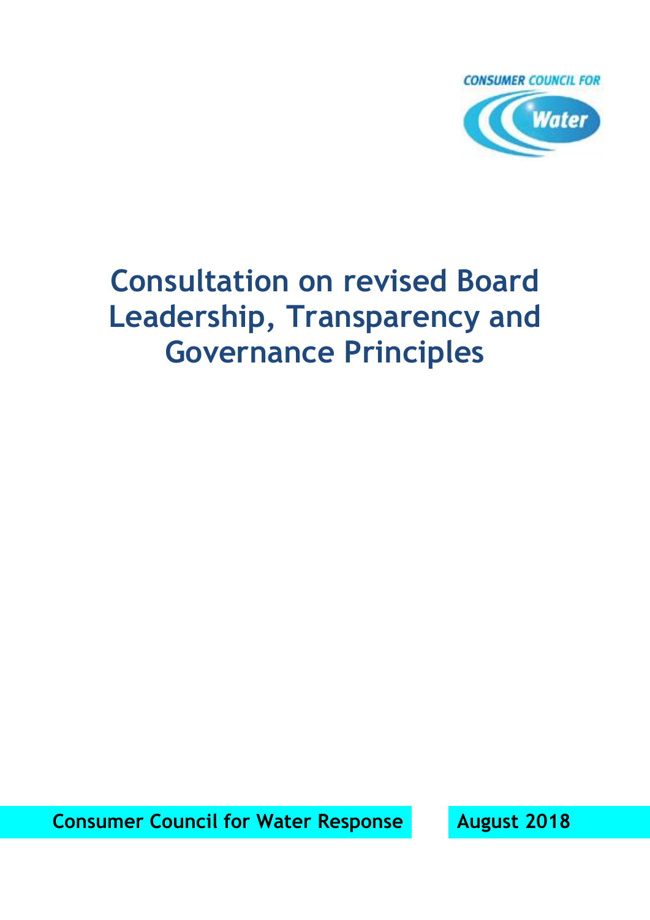CONSUMER COUNCIL FOR Water

# Consultation on revised Board Leadership, Transparency and Governance Principles

**Consumer Council for Water Response** **August 2018**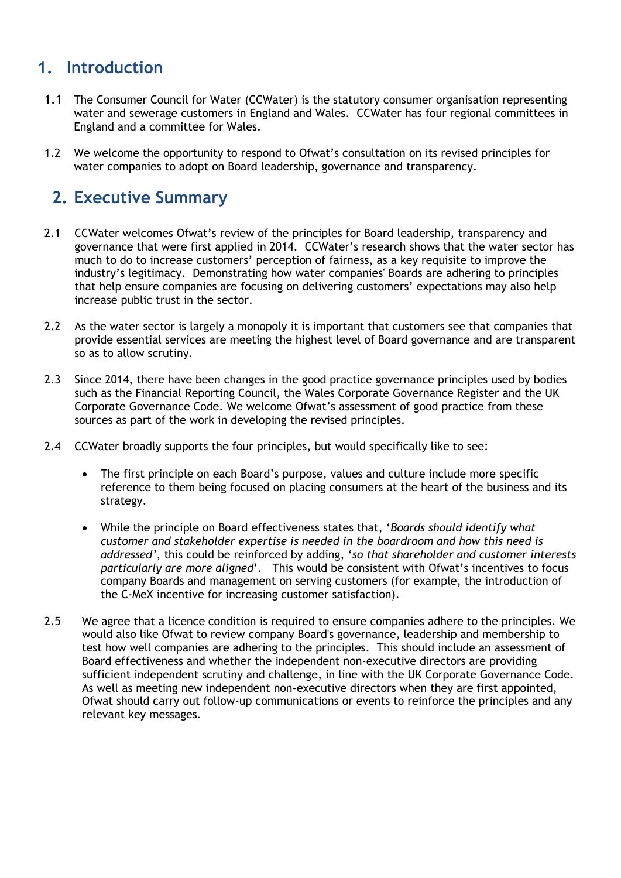## 1. Introduction

1.1 The Consumer Council for Water (CCWater) is the statutory consumer organisation representing water and sewerage customers in England and Wales. CCWater has four regional committees in England and a committee for Wales.

1.2 We welcome the opportunity to respond to Ofwat's consultation on its revised principles for water companies to adopt on Board leadership, governance and transparency.

## 2. Executive Summary

2.1 CCWater welcomes Ofwat's review of the principles for Board leadership, transparency and governance that were first applied in 2014. CCWater's research shows that the water sector has much to do to increase customers' perception of fairness, as a key requisite to improve the industry's legitimacy. Demonstrating how water companies' Boards are adhering to principles that help ensure companies are focusing on delivering customers' expectations may also help increase public trust in the sector.

2.2 As the water sector is largely a monopoly it is important that customers see that companies that provide essential services are meeting the highest level of Board governance and are transparent so as to allow scrutiny.

2.3 Since 2014, there have been changes in the good practice governance principles used by bodies such as the Financial Reporting Council, the Wales Corporate Governance Register and the UK Corporate Governance Code. We welcome Ofwat's assessment of good practice from these sources as part of the work in developing the revised principles.

2.4 CCWater broadly supports the four principles, but would specifically like to see:

- The first principle on each Board's purpose, values and culture include more specific reference to them being focused on placing consumers at the heart of the business and its strategy.
- While the principle on Board effectiveness states that, '*Boards should identify what customer and stakeholder expertise is needed in the boardroom and how this need is addressed*', this could be reinforced by adding, '*so that shareholder and customer interests particularly are more aligned*'. This would be consistent with Ofwat's incentives to focus company Boards and management on serving customers (for example, the introduction of the C-MeX incentive for increasing customer satisfaction).

2.5 We agree that a licence condition is required to ensure companies adhere to the principles. We would also like Ofwat to review company Board's governance, leadership and membership to test how well companies are adhering to the principles. This should include an assessment of Board effectiveness and whether the independent non-executive directors are providing sufficient independent scrutiny and challenge, in line with the UK Corporate Governance Code. As well as meeting new independent non-executive directors when they are first appointed, Ofwat should carry out follow-up communications or events to reinforce the principles and any relevant key messages.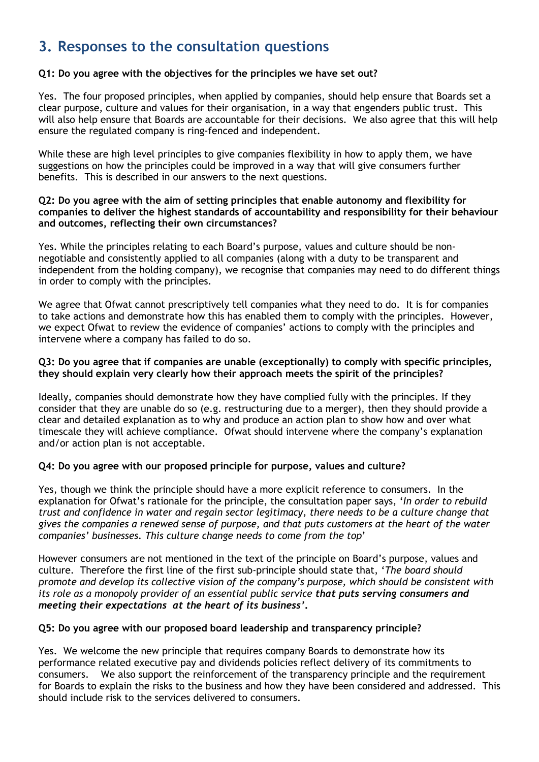## 3. Responses to the consultation questions

**Q1: Do you agree with the objectives for the principles we have set out?**

Yes. The four proposed principles, when applied by companies, should help ensure that Boards set a clear purpose, culture and values for their organisation, in a way that engenders public trust. This will also help ensure that Boards are accountable for their decisions. We also agree that this will help ensure the regulated company is ring-fenced and independent.

While these are high level principles to give companies flexibility in how to apply them, we have suggestions on how the principles could be improved in a way that will give consumers further benefits. This is described in our answers to the next questions.

**Q2: Do you agree with the aim of setting principles that enable autonomy and flexibility for companies to deliver the highest standards of accountability and responsibility for their behaviour and outcomes, reflecting their own circumstances?**

Yes. While the principles relating to each Board's purpose, values and culture should be non-negotiable and consistently applied to all companies (along with a duty to be transparent and independent from the holding company), we recognise that companies may need to do different things in order to comply with the principles.

We agree that Ofwat cannot prescriptively tell companies what they need to do. It is for companies to take actions and demonstrate how this has enabled them to comply with the principles. However, we expect Ofwat to review the evidence of companies' actions to comply with the principles and intervene where a company has failed to do so.

**Q3: Do you agree that if companies are unable (exceptionally) to comply with specific principles, they should explain very clearly how their approach meets the spirit of the principles?**

Ideally, companies should demonstrate how they have complied fully with the principles. If they consider that they are unable do so (e.g. restructuring due to a merger), then they should provide a clear and detailed explanation as to why and produce an action plan to show how and over what timescale they will achieve compliance. Ofwat should intervene where the company's explanation and/or action plan is not acceptable.

**Q4: Do you agree with our proposed principle for purpose, values and culture?**

Yes, though we think the principle should have a more explicit reference to consumers. In the explanation for Ofwat's rationale for the principle, the consultation paper says, '*In order to rebuild trust and confidence in water and regain sector legitimacy, there needs to be a culture change that gives the companies a renewed sense of purpose, and that puts customers at the heart of the water companies' businesses. This culture change needs to come from the top*'

However consumers are not mentioned in the text of the principle on Board's purpose, values and culture. Therefore the first line of the first sub-principle should state that, '*The board should promote and develop its collective vision of the company's purpose, which should be consistent with its role as a monopoly provider of an essential public service* ***that puts serving consumers and meeting their expectations at the heart of its business*'.**

**Q5: Do you agree with our proposed board leadership and transparency principle?**

Yes. We welcome the new principle that requires company Boards to demonstrate how its performance related executive pay and dividends policies reflect delivery of its commitments to consumers. We also support the reinforcement of the transparency principle and the requirement for Boards to explain the risks to the business and how they have been considered and addressed. This should include risk to the services delivered to consumers.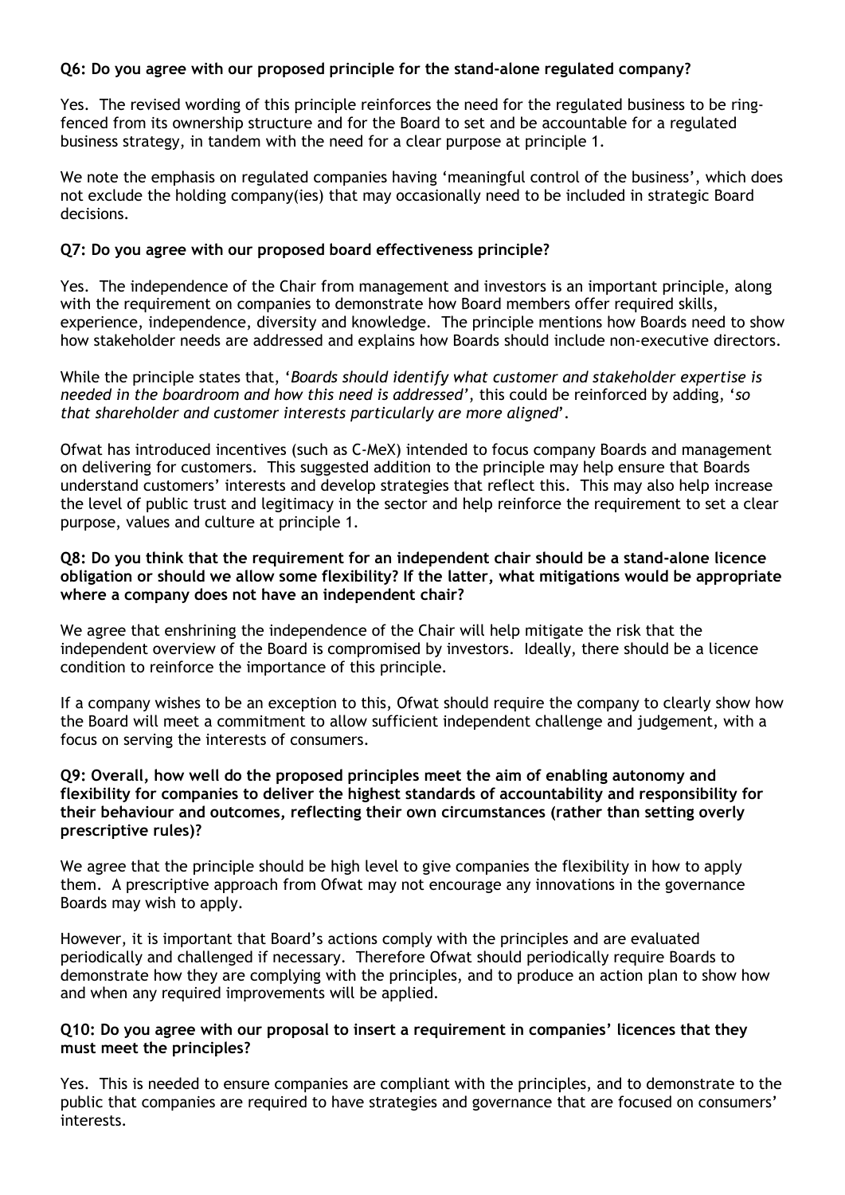**Q6: Do you agree with our proposed principle for the stand-alone regulated company?**

Yes. The revised wording of this principle reinforces the need for the regulated business to be ring-fenced from its ownership structure and for the Board to set and be accountable for a regulated business strategy, in tandem with the need for a clear purpose at principle 1.

We note the emphasis on regulated companies having 'meaningful control of the business', which does not exclude the holding company(ies) that may occasionally need to be included in strategic Board decisions.

**Q7: Do you agree with our proposed board effectiveness principle?**

Yes. The independence of the Chair from management and investors is an important principle, along with the requirement on companies to demonstrate how Board members offer required skills, experience, independence, diversity and knowledge. The principle mentions how Boards need to show how stakeholder needs are addressed and explains how Boards should include non-executive directors.

While the principle states that, '*Boards should identify what customer and stakeholder expertise is needed in the boardroom and how this need is addressed*', this could be reinforced by adding, '*so that shareholder and customer interests particularly are more aligned*'.

Ofwat has introduced incentives (such as C-MeX) intended to focus company Boards and management on delivering for customers. This suggested addition to the principle may help ensure that Boards understand customers' interests and develop strategies that reflect this. This may also help increase the level of public trust and legitimacy in the sector and help reinforce the requirement to set a clear purpose, values and culture at principle 1.

**Q8: Do you think that the requirement for an independent chair should be a stand-alone licence obligation or should we allow some flexibility? If the latter, what mitigations would be appropriate where a company does not have an independent chair?**

We agree that enshrining the independence of the Chair will help mitigate the risk that the independent overview of the Board is compromised by investors. Ideally, there should be a licence condition to reinforce the importance of this principle.

If a company wishes to be an exception to this, Ofwat should require the company to clearly show how the Board will meet a commitment to allow sufficient independent challenge and judgement, with a focus on serving the interests of consumers.

**Q9: Overall, how well do the proposed principles meet the aim of enabling autonomy and flexibility for companies to deliver the highest standards of accountability and responsibility for their behaviour and outcomes, reflecting their own circumstances (rather than setting overly prescriptive rules)?**

We agree that the principle should be high level to give companies the flexibility in how to apply them. A prescriptive approach from Ofwat may not encourage any innovations in the governance Boards may wish to apply.

However, it is important that Board's actions comply with the principles and are evaluated periodically and challenged if necessary. Therefore Ofwat should periodically require Boards to demonstrate how they are complying with the principles, and to produce an action plan to show how and when any required improvements will be applied.

**Q10: Do you agree with our proposal to insert a requirement in companies' licences that they must meet the principles?**

Yes. This is needed to ensure companies are compliant with the principles, and to demonstrate to the public that companies are required to have strategies and governance that are focused on consumers' interests.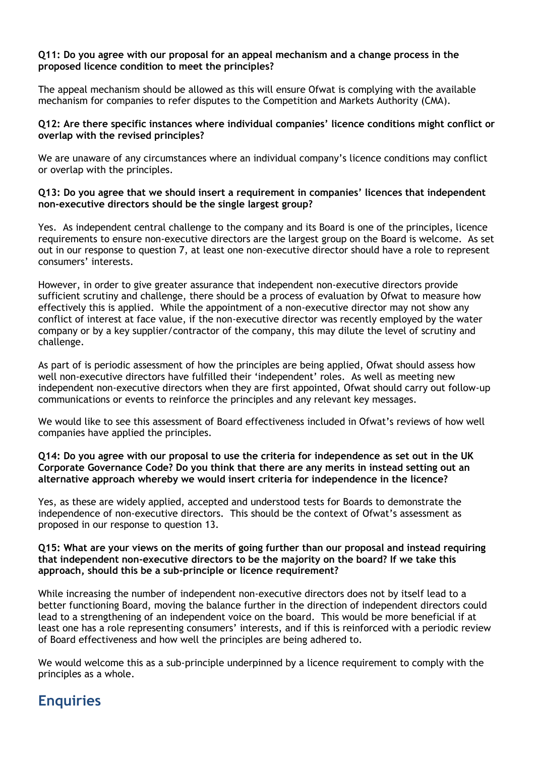**Q11: Do you agree with our proposal for an appeal mechanism and a change process in the proposed licence condition to meet the principles?**

The appeal mechanism should be allowed as this will ensure Ofwat is complying with the available mechanism for companies to refer disputes to the Competition and Markets Authority (CMA).

**Q12: Are there specific instances where individual companies' licence conditions might conflict or overlap with the revised principles?**

We are unaware of any circumstances where an individual company's licence conditions may conflict or overlap with the principles.

**Q13: Do you agree that we should insert a requirement in companies' licences that independent non-executive directors should be the single largest group?**

Yes. As independent central challenge to the company and its Board is one of the principles, licence requirements to ensure non-executive directors are the largest group on the Board is welcome. As set out in our response to question 7, at least one non-executive director should have a role to represent consumers' interests.

However, in order to give greater assurance that independent non-executive directors provide sufficient scrutiny and challenge, there should be a process of evaluation by Ofwat to measure how effectively this is applied. While the appointment of a non-executive director may not show any conflict of interest at face value, if the non-executive director was recently employed by the water company or by a key supplier/contractor of the company, this may dilute the level of scrutiny and challenge.

As part of is periodic assessment of how the principles are being applied, Ofwat should assess how well non-executive directors have fulfilled their 'independent' roles. As well as meeting new independent non-executive directors when they are first appointed, Ofwat should carry out follow-up communications or events to reinforce the principles and any relevant key messages.

We would like to see this assessment of Board effectiveness included in Ofwat's reviews of how well companies have applied the principles.

**Q14: Do you agree with our proposal to use the criteria for independence as set out in the UK Corporate Governance Code? Do you think that there are any merits in instead setting out an alternative approach whereby we would insert criteria for independence in the licence?**

Yes, as these are widely applied, accepted and understood tests for Boards to demonstrate the independence of non-executive directors. This should be the context of Ofwat's assessment as proposed in our response to question 13.

**Q15: What are your views on the merits of going further than our proposal and instead requiring that independent non-executive directors to be the majority on the board? If we take this approach, should this be a sub-principle or licence requirement?**

While increasing the number of independent non-executive directors does not by itself lead to a better functioning Board, moving the balance further in the direction of independent directors could lead to a strengthening of an independent voice on the board. This would be more beneficial if at least one has a role representing consumers' interests, and if this is reinforced with a periodic review of Board effectiveness and how well the principles are being adhered to.

We would welcome this as a sub-principle underpinned by a licence requirement to comply with the principles as a whole.

## Enquiries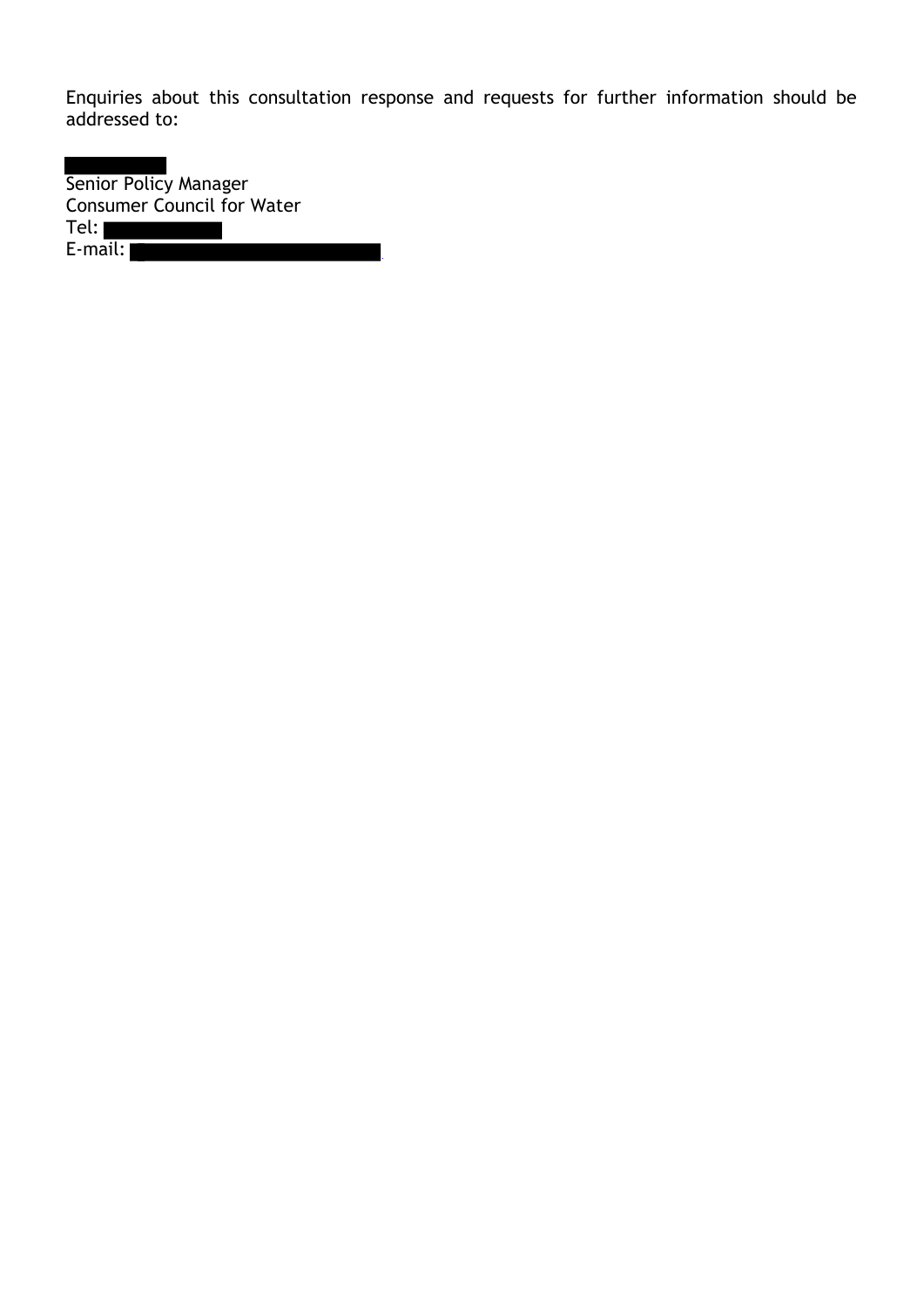Enquiries about this consultation response and requests for further information should be addressed to:

Senior Policy Manager  
Consumer Council for Water  
Tel:  
E-mail: